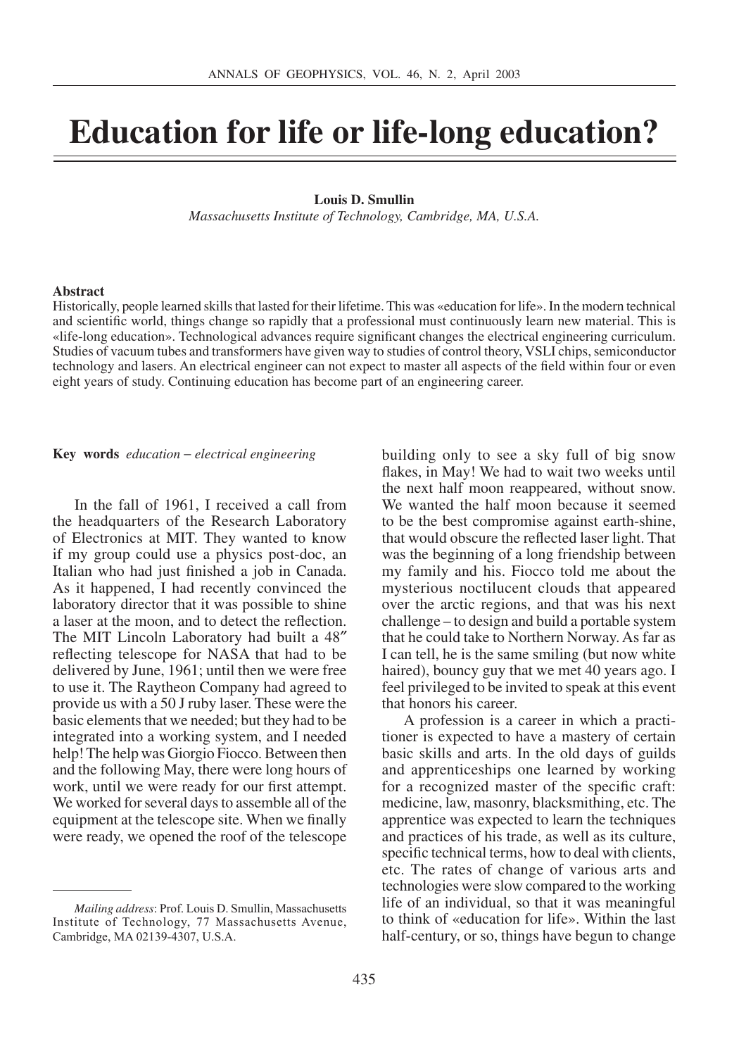# Education for life or life-long education?

**Louis D. Smullin**

*Massachusetts Institute of Technology, Cambridge, MA, U.S.A.*

**Abstract**

Historically, people learned skills that lasted for their lifetime. This was «education for life». In the modern technical and scientific world, things change so rapidly that a professional must continuously learn new material. This is «life-long education». Technological advances require significant changes the electrical engineering curriculum. Studies of vacuum tubes and transformers have given way to studies of control theory, VSLI chips, semiconductor technology and lasers. An electrical engineer can not expect to master all aspects of the field within four or even eight years of study. Continuing education has become part of an engineering career.

**Key words** *education – electrical engineering*

In the fall of 1961, I received a call from the headquarters of the Research Laboratory of Electronics at MIT. They wanted to know if my group could use a physics post-doc, an Italian who had just finished a job in Canada. As it happened, I had recently convinced the laboratory director that it was possible to shine a laser at the moon, and to detect the reflection. The MIT Lincoln Laboratory had built a 48″ reflecting telescope for NASA that had to be delivered by June, 1961; until then we were free to use it. The Raytheon Company had agreed to provide us with a 50 J ruby laser. These were the basic elements that we needed; but they had to be integrated into a working system, and I needed help! The help was Giorgio Fiocco. Between then and the following May, there were long hours of work, until we were ready for our first attempt. We worked for several days to assemble all of the equipment at the telescope site. When we finally were ready, we opened the roof of the telescope building only to see a sky full of big snow flakes, in May! We had to wait two weeks until the next half moon reappeared, without snow. We wanted the half moon because it seemed to be the best compromise against earth-shine, that would obscure the reflected laser light. That was the beginning of a long friendship between my family and his. Fiocco told me about the mysterious noctilucent clouds that appeared over the arctic regions, and that was his next challenge – to design and build a portable system that he could take to Northern Norway. As far as I can tell, he is the same smiling (but now white haired), bouncy guy that we met 40 years ago. I feel privileged to be invited to speak at this event that honors his career.

A profession is a career in which a practitioner is expected to have a mastery of certain basic skills and arts. In the old days of guilds and apprenticeships one learned by working for a recognized master of the specific craft: medicine, law, masonry, blacksmithing, etc. The apprentice was expected to learn the techniques and practices of his trade, as well as its culture, specific technical terms, how to deal with clients, etc. The rates of change of various arts and technologies were slow compared to the working life of an individual, so that it was meaningful to think of «education for life». Within the last half-century, or so, things have begun to change

*Mailing address*: Prof. Louis D. Smullin, Massachusetts Institute of Technology, 77 Massachusetts Avenue, Cambridge, MA 02139-4307, U.S.A.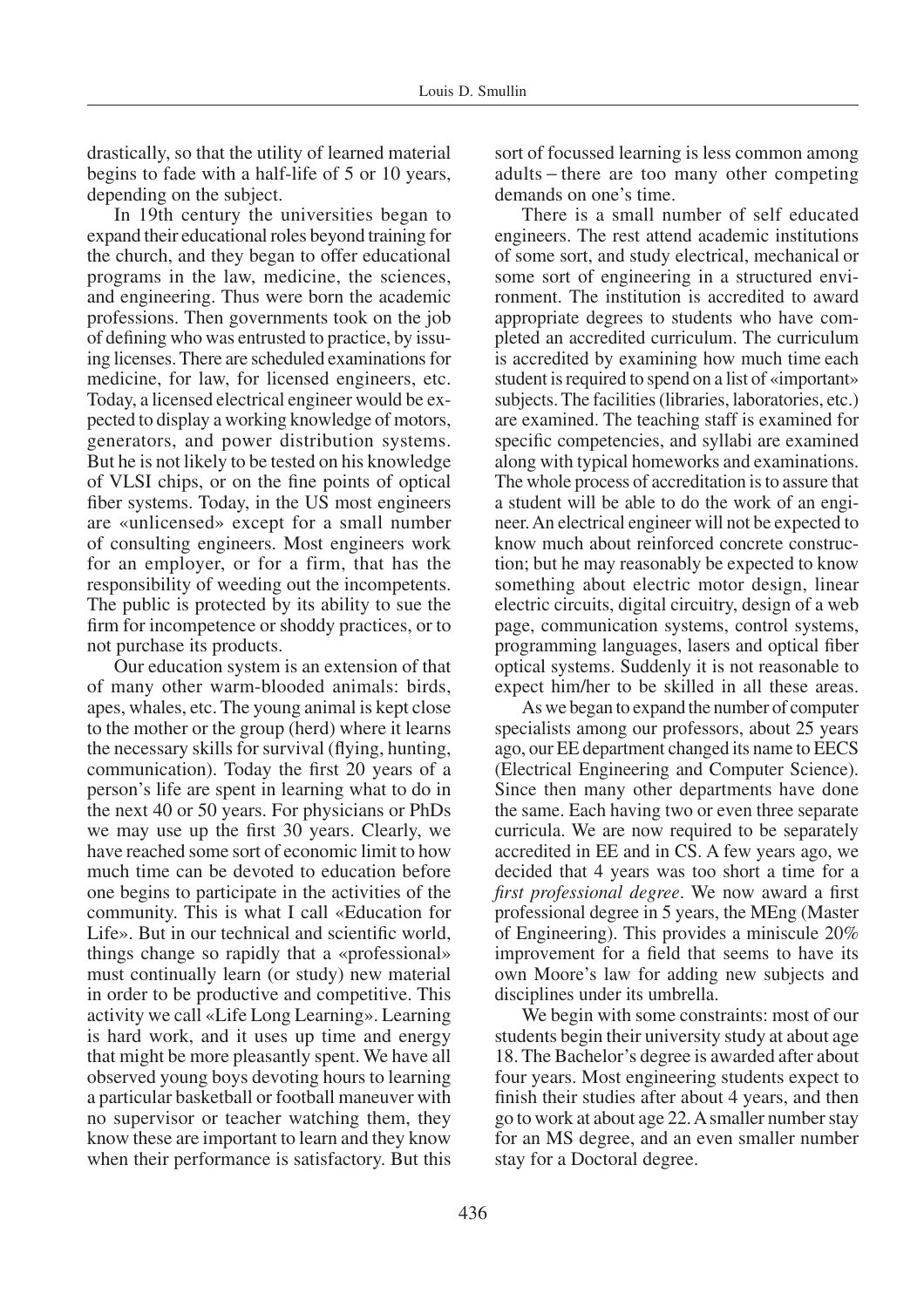drastically, so that the utility of learned material begins to fade with a half-life of 5 or 10 years, depending on the subject.

In 19th century the universities began to expand their educational roles beyond training for the church, and they began to offer educational programs in the law, medicine, the sciences, and engineering. Thus were born the academic professions. Then governments took on the job of defining who was entrusted to practice, by issuing licenses. There are scheduled examinations for medicine, for law, for licensed engineers, etc. Today, a licensed electrical engineer would be expected to display a working knowledge of motors, generators, and power distribution systems. But he is not likely to be tested on his knowledge of VLSI chips, or on the fine points of optical fiber systems. Today, in the US most engineers are «unlicensed» except for a small number of consulting engineers. Most engineers work for an employer, or for a firm, that has the responsibility of weeding out the incompetents. The public is protected by its ability to sue the firm for incompetence or shoddy practices, or to not purchase its products.

Our education system is an extension of that of many other warm-blooded animals: birds, apes, whales, etc. The young animal is kept close to the mother or the group (herd) where it learns the necessary skills for survival (flying, hunting, communication). Today the first 20 years of a person's life are spent in learning what to do in the next 40 or 50 years. For physicians or PhDs we may use up the first 30 years. Clearly, we have reached some sort of economic limit to how much time can be devoted to education before one begins to participate in the activities of the community. This is what I call «Education for Life». But in our technical and scientific world, things change so rapidly that a «professional» must continually learn (or study) new material in order to be productive and competitive. This activity we call «Life Long Learning». Learning is hard work, and it uses up time and energy that might be more pleasantly spent. We have all observed young boys devoting hours to learning a particular basketball or football maneuver with no supervisor or teacher watching them, they know these are important to learn and they know when their performance is satisfactory. But this sort of focussed learning is less common among adults – there are too many other competing demands on one's time.

There is a small number of self educated engineers. The rest attend academic institutions of some sort, and study electrical, mechanical or some sort of engineering in a structured environment. The institution is accredited to award appropriate degrees to students who have completed an accredited curriculum. The curriculum is accredited by examining how much time each student is required to spend on a list of «important» subjects. The facilities (libraries, laboratories, etc.) are examined. The teaching staff is examined for specific competencies, and syllabi are examined along with typical homeworks and examinations. The whole process of accreditation is to assure that a student will be able to do the work of an engineer. An electrical engineer will not be expected to know much about reinforced concrete construction; but he may reasonably be expected to know something about electric motor design, linear electric circuits, digital circuitry, design of a web page, communication systems, control systems, programming languages, lasers and optical fiber optical systems. Suddenly it is not reasonable to expect him/her to be skilled in all these areas.

As we began to expand the number of computer specialists among our professors, about 25 years ago, our EE department changed its name to EECS (Electrical Engineering and Computer Science). Since then many other departments have done the same. Each having two or even three separate curricula. We are now required to be separately accredited in EE and in CS. A few years ago, we decided that 4 years was too short a time for a *first professional degree*. We now award a first professional degree in 5 years, the MEng (Master of Engineering). This provides a miniscule 20% improvement for a field that seems to have its own Moore's law for adding new subjects and disciplines under its umbrella.

We begin with some constraints: most of our students begin their university study at about age 18. The Bachelor's degree is awarded after about four years. Most engineering students expect to finish their studies after about 4 years, and then go to work at about age 22. A smaller number stay for an MS degree, and an even smaller number stay for a Doctoral degree.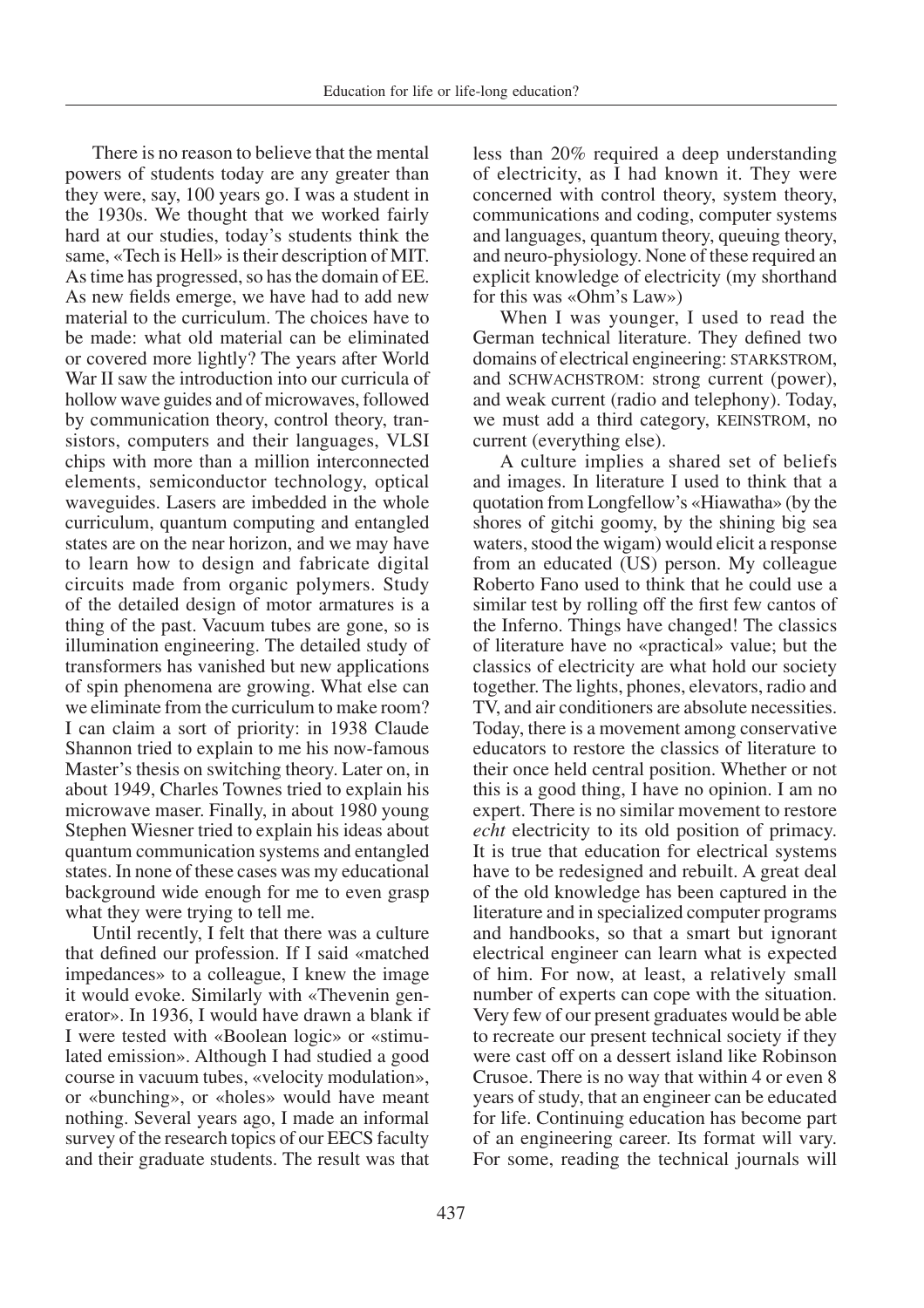There is no reason to believe that the mental powers of students today are any greater than they were, say, 100 years go. I was a student in the 1930s. We thought that we worked fairly hard at our studies, today's students think the same, «Tech is Hell» is their description of MIT. As time has progressed, so has the domain of EE. As new fields emerge, we have had to add new material to the curriculum. The choices have to be made: what old material can be eliminated or covered more lightly? The years after World War II saw the introduction into our curricula of hollow wave guides and of microwaves, followed by communication theory, control theory, transistors, computers and their languages, VLSI chips with more than a million interconnected elements, semiconductor technology, optical waveguides. Lasers are imbedded in the whole curriculum, quantum computing and entangled states are on the near horizon, and we may have to learn how to design and fabricate digital circuits made from organic polymers. Study of the detailed design of motor armatures is a thing of the past. Vacuum tubes are gone, so is illumination engineering. The detailed study of transformers has vanished but new applications of spin phenomena are growing. What else can we eliminate from the curriculum to make room? I can claim a sort of priority: in 1938 Claude Shannon tried to explain to me his now-famous Master's thesis on switching theory. Later on, in about 1949, Charles Townes tried to explain his microwave maser. Finally, in about 1980 young Stephen Wiesner tried to explain his ideas about quantum communication systems and entangled states. In none of these cases was my educational background wide enough for me to even grasp what they were trying to tell me.

Until recently, I felt that there was a culture that defined our profession. If I said «matched impedances» to a colleague, I knew the image it would evoke. Similarly with «Thevenin generator». In 1936, I would have drawn a blank if I were tested with «Boolean logic» or «stimulated emission». Although I had studied a good course in vacuum tubes, «velocity modulation», or «bunching», or «holes» would have meant nothing. Several years ago, I made an informal survey of the research topics of our EECS faculty and their graduate students. The result was that less than 20% required a deep understanding of electricity, as I had known it. They were concerned with control theory, system theory, communications and coding, computer systems and languages, quantum theory, queuing theory, and neuro-physiology. None of these required an explicit knowledge of electricity (my shorthand for this was «Ohm's Law»)

When I was younger, I used to read the German technical literature. They defined two domains of electrical engineering: STARKSTROM, and SCHWACHSTROM: strong current (power), and weak current (radio and telephony). Today, we must add a third category, KEINSTROM, no current (everything else).

A culture implies a shared set of beliefs and images. In literature I used to think that a quotation from Longfellow's «Hiawatha» (by the shores of gitchi goomy, by the shining big sea waters, stood the wigam) would elicit a response from an educated (US) person. My colleague Roberto Fano used to think that he could use a similar test by rolling off the first few cantos of the Inferno. Things have changed! The classics of literature have no «practical» value; but the classics of electricity are what hold our society together. The lights, phones, elevators, radio and TV, and air conditioners are absolute necessities. Today, there is a movement among conservative educators to restore the classics of literature to their once held central position. Whether or not this is a good thing, I have no opinion. I am no expert. There is no similar movement to restore *echt* electricity to its old position of primacy. It is true that education for electrical systems have to be redesigned and rebuilt. A great deal of the old knowledge has been captured in the literature and in specialized computer programs and handbooks, so that a smart but ignorant electrical engineer can learn what is expected of him. For now, at least, a relatively small number of experts can cope with the situation. Very few of our present graduates would be able to recreate our present technical society if they were cast off on a dessert island like Robinson Crusoe. There is no way that within 4 or even 8 years of study, that an engineer can be educated for life. Continuing education has become part of an engineering career. Its format will vary. For some, reading the technical journals will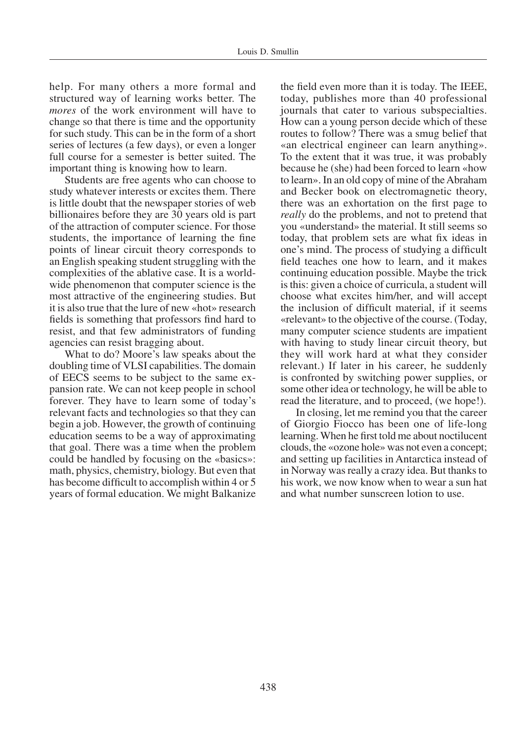help. For many others a more formal and structured way of learning works better. The *mores* of the work environment will have to change so that there is time and the opportunity for such study. This can be in the form of a short series of lectures (a few days), or even a longer full course for a semester is better suited. The important thing is knowing how to learn.

Students are free agents who can choose to study whatever interests or excites them. There is little doubt that the newspaper stories of web billionaires before they are 30 years old is part of the attraction of computer science. For those students, the importance of learning the fine points of linear circuit theory corresponds to an English speaking student struggling with the complexities of the ablative case. It is a worldwide phenomenon that computer science is the most attractive of the engineering studies. But it is also true that the lure of new «hot» research fields is something that professors find hard to resist, and that few administrators of funding agencies can resist bragging about.

What to do? Moore's law speaks about the doubling time of VLSI capabilities. The domain of EECS seems to be subject to the same expansion rate. We can not keep people in school forever. They have to learn some of today's relevant facts and technologies so that they can begin a job. However, the growth of continuing education seems to be a way of approximating that goal. There was a time when the problem could be handled by focusing on the «basics»: math, physics, chemistry, biology. But even that has become difficult to accomplish within 4 or 5 years of formal education. We might Balkanize the field even more than it is today. The IEEE, today, publishes more than 40 professional journals that cater to various subspecialties. How can a young person decide which of these routes to follow? There was a smug belief that «an electrical engineer can learn anything». To the extent that it was true, it was probably because he (she) had been forced to learn «how to learn». In an old copy of mine of the Abraham and Becker book on electromagnetic theory, there was an exhortation on the first page to *really* do the problems, and not to pretend that you «understand» the material. It still seems so today, that problem sets are what fix ideas in one's mind. The process of studying a difficult field teaches one how to learn, and it makes continuing education possible. Maybe the trick is this: given a choice of curricula, a student will choose what excites him/her, and will accept the inclusion of difficult material, if it seems «relevant» to the objective of the course. (Today, many computer science students are impatient with having to study linear circuit theory, but they will work hard at what they consider relevant.) If later in his career, he suddenly is confronted by switching power supplies, or some other idea or technology, he will be able to read the literature, and to proceed, (we hope!).

In closing, let me remind you that the career of Giorgio Fiocco has been one of life-long learning. When he first told me about noctilucent clouds, the «ozone hole» was not even a concept; and setting up facilities in Antarctica instead of in Norway was really a crazy idea. But thanks to his work, we now know when to wear a sun hat and what number sunscreen lotion to use.